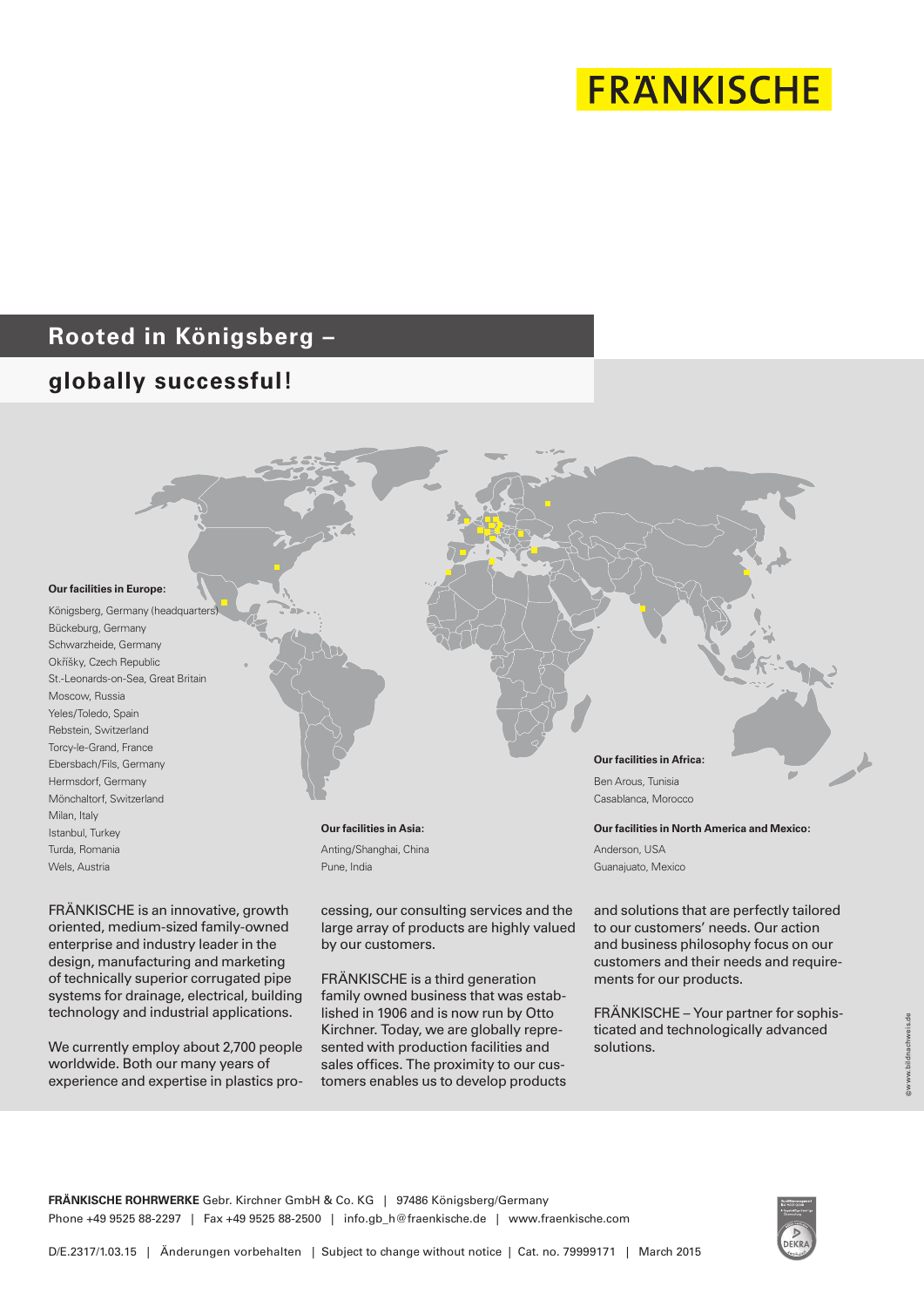FRÄNKISCHE

## Rooted in Königsberg – globally successful!

**Our facilities in Europe:**

Königsberg, Germany (headquarters)
Bückeburg, Germany
Schwarzheide, Germany
Okříšky, Czech Republic
St.-Leonards-on-Sea, Great Britain
Moscow, Russia
Yeles/Toledo, Spain
Rebstein, Switzerland
Torcy-le-Grand, France
Ebersbach/Fils, Germany
Hermsdorf, Germany
Mönchaltorf, Switzerland
Milan, Italy
Istanbul, Turkey
Turda, Romania
Wels, Austria

**Our facilities in Asia:**

Anting/Shanghai, China
Pune, India

**Our facilities in Africa:**

Ben Arous, Tunisia
Casablanca, Morocco

**Our facilities in North America and Mexico:**

Anderson, USA
Guanajuato, Mexico

FRÄNKISCHE is an innovative, growth oriented, medium-sized family-owned enterprise and industry leader in the design, manufacturing and marketing of technically superior corrugated pipe systems for drainage, electrical, building technology and industrial applications.

We currently employ about 2,700 people worldwide. Both our many years of experience and expertise in plastics processing, our consulting services and the large array of products are highly valued by our customers.

FRÄNKISCHE is a third generation family owned business that was established in 1906 and is now run by Otto Kirchner. Today, we are globally represented with production facilities and sales offices. The proximity to our customers enables us to develop products and solutions that are perfectly tailored to our customers' needs. Our action and business philosophy focus on our customers and their needs and requirements for our products.

FRÄNKISCHE – Your partner for sophisticated and technologically advanced solutions.

©www.bildnachweis.de

**FRÄNKISCHE ROHRWERKE** Gebr. Kirchner GmbH & Co. KG | 97486 Königsberg/Germany
Phone +49 9525 88-2297 | Fax +49 9525 88-2500 | info.gb_h@fraenkische.de | www.fraenkische.com

D/E.2317/1.03.15 | Änderungen vorbehalten | Subject to change without notice | Cat. no. 79999171 | March 2015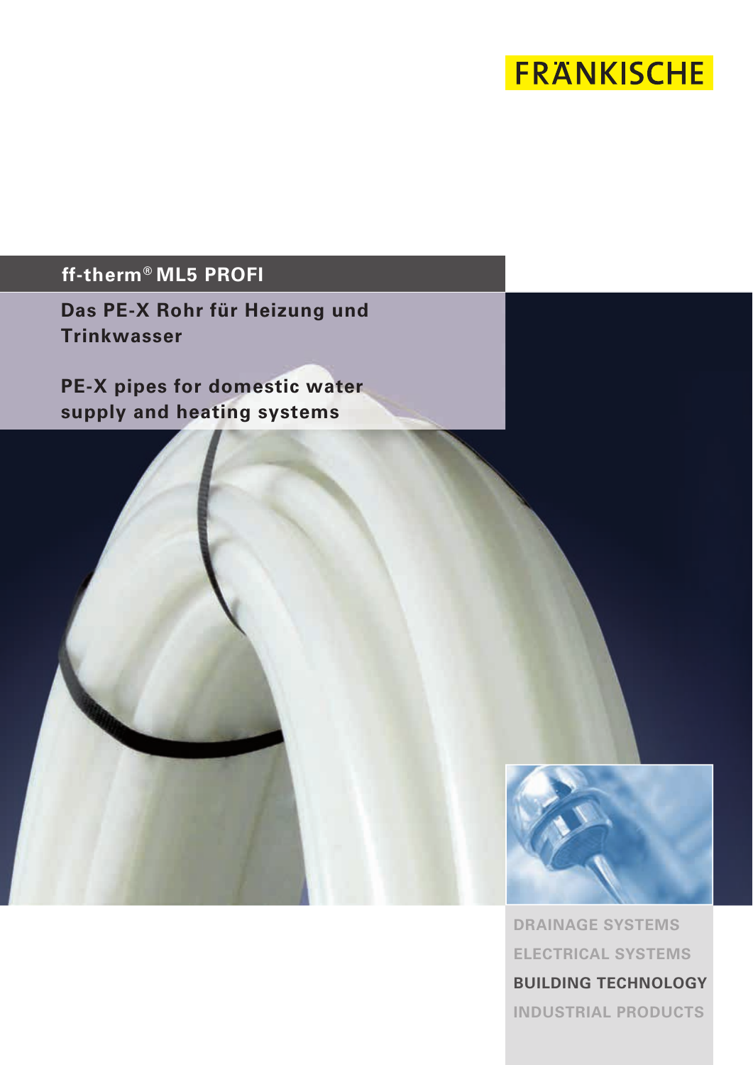FRÄNKISCHE

# ff-therm® ML5 PROFI

**Das PE-X Rohr für Heizung und Trinkwasser**

**PE-X pipes for domestic water supply and heating systems**

DRAINAGE SYSTEMS

ELECTRICAL SYSTEMS

**BUILDING TECHNOLOGY**

INDUSTRIAL PRODUCTS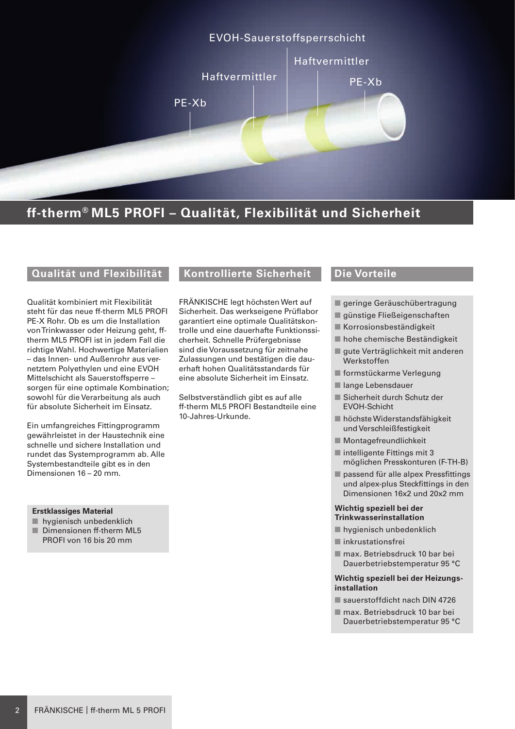EVOH-Sauerstoffsperrschicht

Haftvermittler

Haftvermittler

PE-Xb

PE-Xb

# ff-therm® ML5 PROFI – Qualität, Flexibilität und Sicherheit

## Qualität und Flexibilität

Qualität kombiniert mit Flexibilität steht für das neue ff-therm ML5 PROFI PE-X Rohr. Ob es um die Installation von Trinkwasser oder Heizung geht, ff-therm ML5 PROFI ist in jedem Fall die richtige Wahl. Hochwertige Materialien – das Innen- und Außenrohr aus vernetztem Polyethylen und eine EVOH Mittelschicht als Sauerstoffsperre – sorgen für eine optimale Kombination; sowohl für die Verarbeitung als auch für absolute Sicherheit im Einsatz.

Ein umfangreiches Fittingprogramm gewährleistet in der Haustechnik eine schnelle und sichere Installation und rundet das Systemprogramm ab. Alle Systembestandteile gibt es in den Dimensionen 16 – 20 mm.

**Erstklassiges Material**

- hygienisch unbedenklich
- Dimensionen ff-therm ML5 PROFI von 16 bis 20 mm

## Kontrollierte Sicherheit

FRÄNKISCHE legt höchsten Wert auf Sicherheit. Das werkseigene Prüflabor garantiert eine optimale Qualitätskontrolle und eine dauerhafte Funktionssicherheit. Schnelle Prüfergebnisse sind die Voraussetzung für zeitnahe Zulassungen und bestätigen die dauerhaft hohen Qualitätsstandards für eine absolute Sicherheit im Einsatz.

Selbstverständlich gibt es auf alle ff-therm ML5 PROFI Bestandteile eine 10-Jahres-Urkunde.

## Die Vorteile

- geringe Geräuschübertragung
- günstige Fließeigenschaften
- Korrosionsbeständigkeit
- hohe chemische Beständigkeit
- gute Verträglichkeit mit anderen Werkstoffen
- formstückarme Verlegung
- lange Lebensdauer
- Sicherheit durch Schutz der EVOH-Schicht
- höchste Widerstandsfähigkeit und Verschleißfestigkeit
- Montagefreundlichkeit
- intelligente Fittings mit 3 möglichen Presskonturen (F-TH-B)
- passend für alle alpex Pressfittings und alpex-plus Steckfittings in den Dimensionen 16x2 und 20x2 mm

**Wichtig speziell bei der Trinkwasserinstallation**

- hygienisch unbedenklich
- inkrustationsfrei
- max. Betriebsdruck 10 bar bei Dauerbetriebstemperatur 95 °C

**Wichtig speziell bei der Heizungsinstallation**

- sauerstoffdicht nach DIN 4726
- max. Betriebsdruck 10 bar bei Dauerbetriebstemperatur 95 °C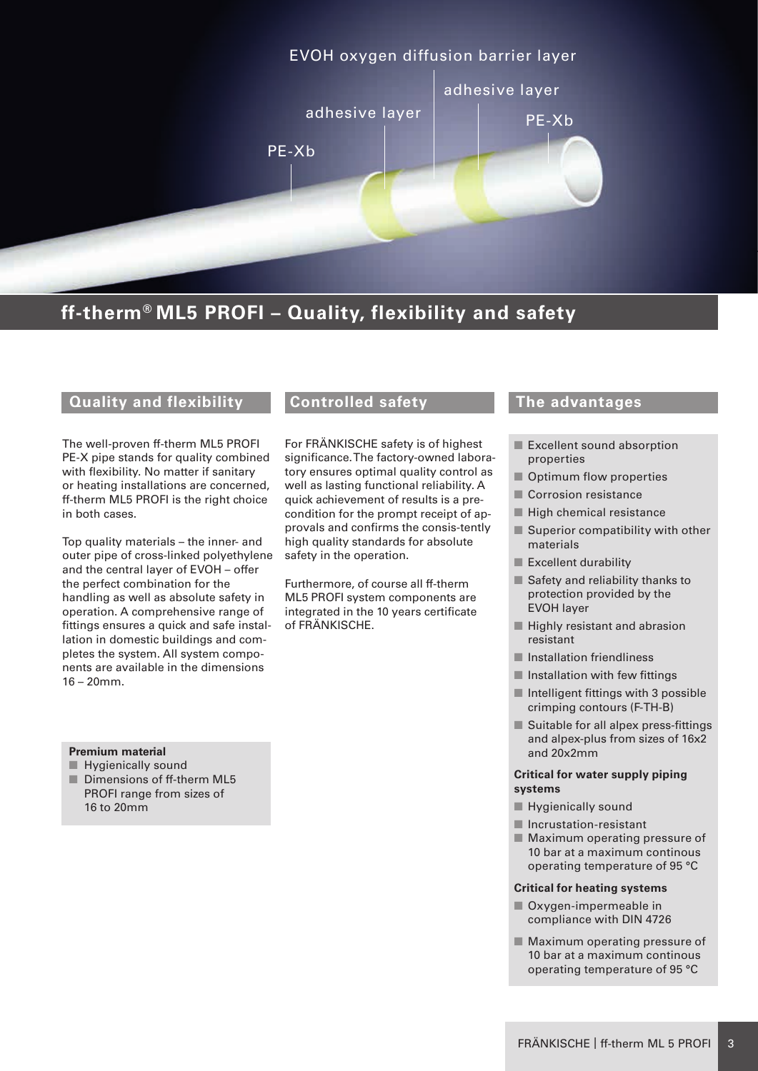EVOH oxygen diffusion barrier layer

adhesive layer

adhesive layer

PE-Xb

PE-Xb

# ff-therm® ML5 PROFI – Quality, flexibility and safety

## Quality and flexibility

The well-proven ff-therm ML5 PROFI PE-X pipe stands for quality combined with flexibility. No matter if sanitary or heating installations are concerned, ff-therm ML5 PROFI is the right choice in both cases.

Top quality materials – the inner- and outer pipe of cross-linked polyethylene and the central layer of EVOH – offer the perfect combination for the handling as well as absolute safety in operation. A comprehensive range of fittings ensures a quick and safe installation in domestic buildings and completes the system. All system components are available in the dimensions 16 – 20mm.

**Premium material**

- Hygienically sound
- Dimensions of ff-therm ML5 PROFI range from sizes of 16 to 20mm

## Controlled safety

For FRÄNKISCHE safety is of highest significance. The factory-owned laboratory ensures optimal quality control as well as lasting functional reliability. A quick achievement of results is a precondition for the prompt receipt of approvals and confirms the consis-tently high quality standards for absolute safety in the operation.

Furthermore, of course all ff-therm ML5 PROFI system components are integrated in the 10 years certificate of FRÄNKISCHE.

## The advantages

- Excellent sound absorption properties
- Optimum flow properties
- Corrosion resistance
- High chemical resistance
- Superior compatibility with other materials
- Excellent durability
- Safety and reliability thanks to protection provided by the EVOH layer
- Highly resistant and abrasion resistant
- Installation friendliness
- Installation with few fittings
- Intelligent fittings with 3 possible crimping contours (F-TH-B)
- Suitable for all alpex press-fittings and alpex-plus from sizes of 16x2 and 20x2mm

**Critical for water supply piping systems**

- Hygienically sound
- Incrustation-resistant
- Maximum operating pressure of 10 bar at a maximum continous operating temperature of 95 °C

**Critical for heating systems**

- Oxygen-impermeable in compliance with DIN 4726
- Maximum operating pressure of 10 bar at a maximum continous operating temperature of 95 °C